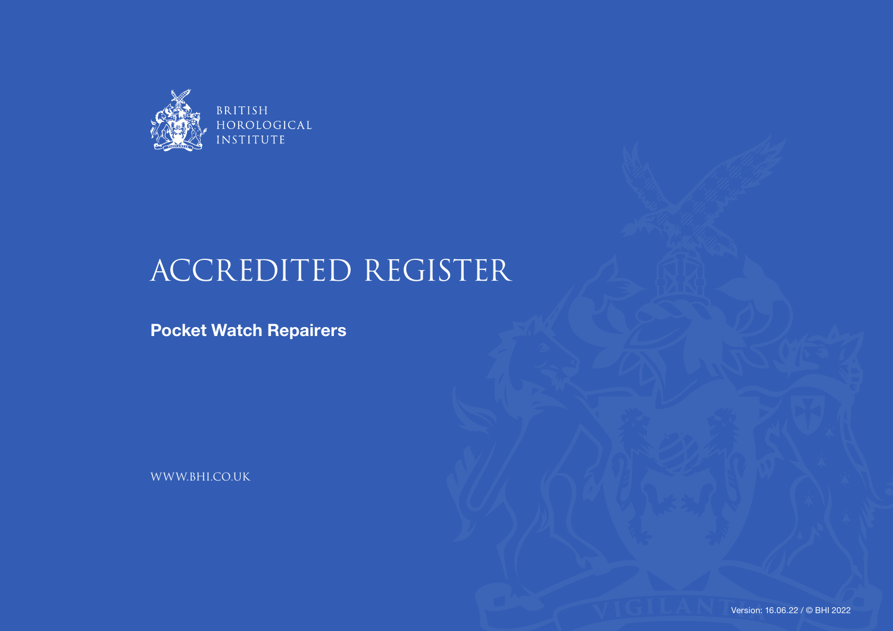BRITISH
HOROLOGICAL
INSTITUTE

# ACCREDITED REGISTER

## Pocket Watch Repairers

WWW.BHI.CO.UK

Version: 16.06.22 / © BHI 2022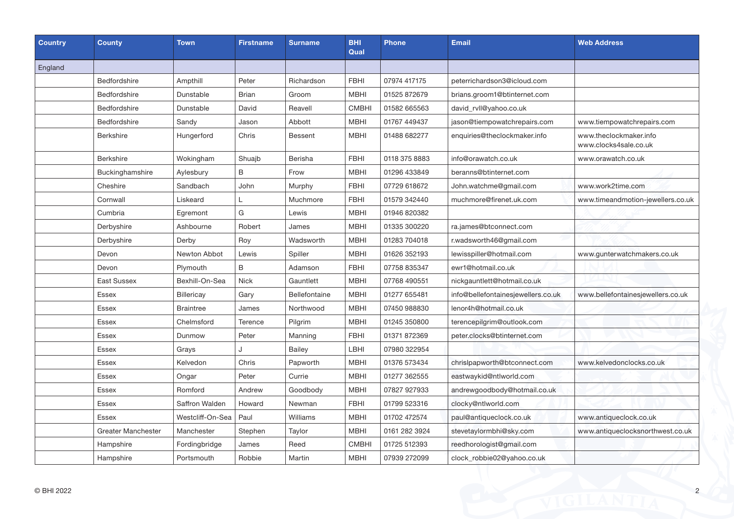| Country | County | Town | Firstname | Surname | BHI Qual | Phone | Email | Web Address |
|---|---|---|---|---|---|---|---|---|
| England | | | | | | | | |
| | Bedfordshire | Ampthill | Peter | Richardson | FBHI | 07974 417175 | peterrichardson3@icloud.com | |
| | Bedfordshire | Dunstable | Brian | Groom | MBHI | 01525 872679 | brians.groom1@btinternet.com | |
| | Bedfordshire | Dunstable | David | Reavell | CMBHI | 01582 665563 | david_rvll@yahoo.co.uk | |
| | Bedfordshire | Sandy | Jason | Abbott | MBHI | 01767 449437 | jason@tiempowatchrepairs.com | www.tiempowatchrepairs.com |
| | Berkshire | Hungerford | Chris | Bessent | MBHI | 01488 682277 | enquiries@theclockmaker.info | www.theclockmaker.info www.clocks4sale.co.uk |
| | Berkshire | Wokingham | Shuajb | Berisha | FBHI | 0118 375 8883 | info@orawatch.co.uk | www.orawatch.co.uk |
| | Buckinghamshire | Aylesbury | B | Frow | MBHI | 01296 433849 | beranns@btinternet.com | |
| | Cheshire | Sandbach | John | Murphy | FBHI | 07729 618672 | John.watchme@gmail.com | www.work2time.com |
| | Cornwall | Liskeard | L | Muchmore | FBHI | 01579 342440 | muchmore@firenet.uk.com | www.timeandmotion-jewellers.co.uk |
| | Cumbria | Egremont | G | Lewis | MBHI | 01946 820382 | | |
| | Derbyshire | Ashbourne | Robert | James | MBHI | 01335 300220 | ra.james@btconnect.com | |
| | Derbyshire | Derby | Roy | Wadsworth | MBHI | 01283 704018 | r.wadsworth46@gmail.com | |
| | Devon | Newton Abbot | Lewis | Spiller | MBHI | 01626 352193 | lewisspiller@hotmail.com | www.gunterwatchmakers.co.uk |
| | Devon | Plymouth | B | Adamson | FBHI | 07758 835347 | ewr1@hotmail.co.uk | |
| | East Sussex | Bexhill-On-Sea | Nick | Gauntlett | MBHI | 07768 490551 | nickgauntlett@hotmail.co.uk | |
| | Essex | Billericay | Gary | Bellefontaine | MBHI | 01277 655481 | info@bellefontainesjewellers.co.uk | www.bellefontainesjewellers.co.uk |
| | Essex | Braintree | James | Northwood | MBHI | 07450 988830 | lenor4h@hotmail.co.uk | |
| | Essex | Chelmsford | Terence | Pilgrim | MBHI | 01245 350800 | terencepilgrim@outlook.com | |
| | Essex | Dunmow | Peter | Manning | FBHI | 01371 872369 | peter.clocks@btinternet.com | |
| | Essex | Grays | J | Bailey | LBHI | 07980 322954 | | |
| | Essex | Kelvedon | Chris | Papworth | MBHI | 01376 573434 | chrislpapworth@btconnect.com | www.kelvedonclocks.co.uk |
| | Essex | Ongar | Peter | Currie | MBHI | 01277 362555 | eastwaykid@ntlworld.com | |
| | Essex | Romford | Andrew | Goodbody | MBHI | 07827 927933 | andrewgoodbody@hotmail.co.uk | |
| | Essex | Saffron Walden | Howard | Newman | FBHI | 01799 523316 | clocky@ntlworld.com | |
| | Essex | Westcliff-On-Sea | Paul | Williams | MBHI | 01702 472574 | paul@antiqueclock.co.uk | www.antiqueclock.co.uk |
| | Greater Manchester | Manchester | Stephen | Taylor | MBHI | 0161 282 3924 | stevetaylormbhi@sky.com | www.antiqueclocksnorthwest.co.uk |
| | Hampshire | Fordingbridge | James | Reed | CMBHI | 01725 512393 | reedhorologist@gmail.com | |
| | Hampshire | Portsmouth | Robbie | Martin | MBHI | 07939 272099 | clock_robbie02@yahoo.co.uk | |

© BHI 2022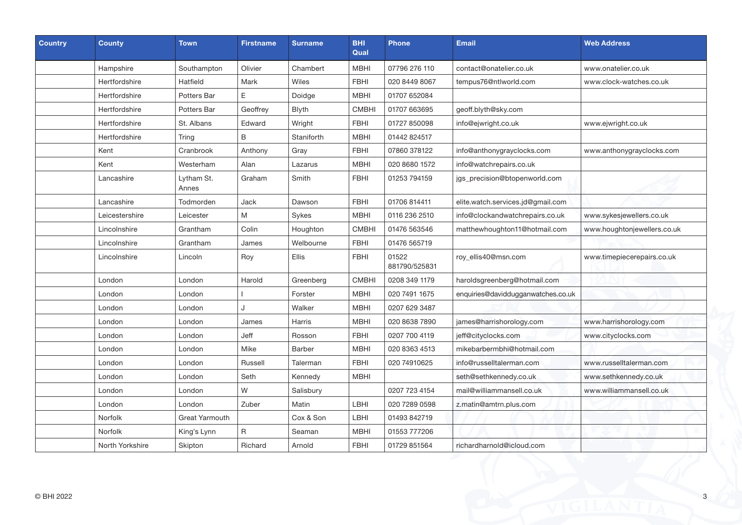| Country | County | Town | Firstname | Surname | BHI Qual | Phone | Email | Web Address |
|---|---|---|---|---|---|---|---|---|
| | Hampshire | Southampton | Olivier | Chambert | MBHI | 07796 276 110 | contact@onatelier.co.uk | www.onatelier.co.uk |
| | Hertfordshire | Hatfield | Mark | Wiles | FBHI | 020 8449 8067 | tempus76@ntlworld.com | www.clock-watches.co.uk |
| | Hertfordshire | Potters Bar | E | Doidge | MBHI | 01707 652084 | | |
| | Hertfordshire | Potters Bar | Geoffrey | Blyth | CMBHI | 01707 663695 | geoff.blyth@sky.com | |
| | Hertfordshire | St. Albans | Edward | Wright | FBHI | 01727 850098 | info@ejwright.co.uk | www.ejwright.co.uk |
| | Hertfordshire | Tring | B | Staniforth | MBHI | 01442 824517 | | |
| | Kent | Cranbrook | Anthony | Gray | FBHI | 07860 378122 | info@anthonygrayclocks.com | www.anthonygrayclocks.com |
| | Kent | Westerham | Alan | Lazarus | MBHI | 020 8680 1572 | info@watchrepairs.co.uk | |
| | Lancashire | Lytham St. Annes | Graham | Smith | FBHI | 01253 794159 | jgs_precision@btopenworld.com | |
| | Lancashire | Todmorden | Jack | Dawson | FBHI | 01706 814411 | elite.watch.services.jd@gmail.com | |
| | Leicestershire | Leicester | M | Sykes | MBHI | 0116 236 2510 | info@clockandwatchrepairs.co.uk | www.sykesjewellers.co.uk |
| | Lincolnshire | Grantham | Colin | Houghton | CMBHI | 01476 563546 | matthewhoughton11@hotmail.com | www.houghtonjewellers.co.uk |
| | Lincolnshire | Grantham | James | Welbourne | FBHI | 01476 565719 | | |
| | Lincolnshire | Lincoln | Roy | Ellis | FBHI | 01522 881790/525831 | roy_ellis40@msn.com | www.timepiecerepairs.co.uk |
| | London | London | Harold | Greenberg | CMBHI | 0208 349 1179 | haroldsgreenberg@hotmail.com | |
| | London | London | I | Forster | MBHI | 020 7491 1675 | enquiries@daviddugganwatches.co.uk | |
| | London | London | J | Walker | MBHI | 0207 629 3487 | | |
| | London | London | James | Harris | MBHI | 020 8638 7890 | james@harrishorology.com | www.harrishorology.com |
| | London | London | Jeff | Rosson | FBHI | 0207 700 4119 | jeff@cityclocks.com | www.cityclocks.com |
| | London | London | Mike | Barber | MBHI | 020 8363 4513 | mikebarbermbhi@hotmail.com | |
| | London | London | Russell | Talerman | FBHI | 020 74910625 | info@russelltalerman.com | www.russelltalerman.com |
| | London | London | Seth | Kennedy | MBHI | | seth@sethkennedy.co.uk | www.sethkennedy.co.uk |
| | London | London | W | Salisbury | | 0207 723 4154 | mail@williammansell.co.uk | www.williammansell.co.uk |
| | London | London | Zuber | Matin | LBHI | 020 7289 0598 | z.matin@amtrn.plus.com | |
| | Norfolk | Great Yarmouth | | Cox & Son | LBHI | 01493 842719 | | |
| | Norfolk | King's Lynn | R | Seaman | MBHI | 01553 777206 | | |
| | North Yorkshire | Skipton | Richard | Arnold | FBHI | 01729 851564 | richardharnold@icloud.com | |

© BHI 2022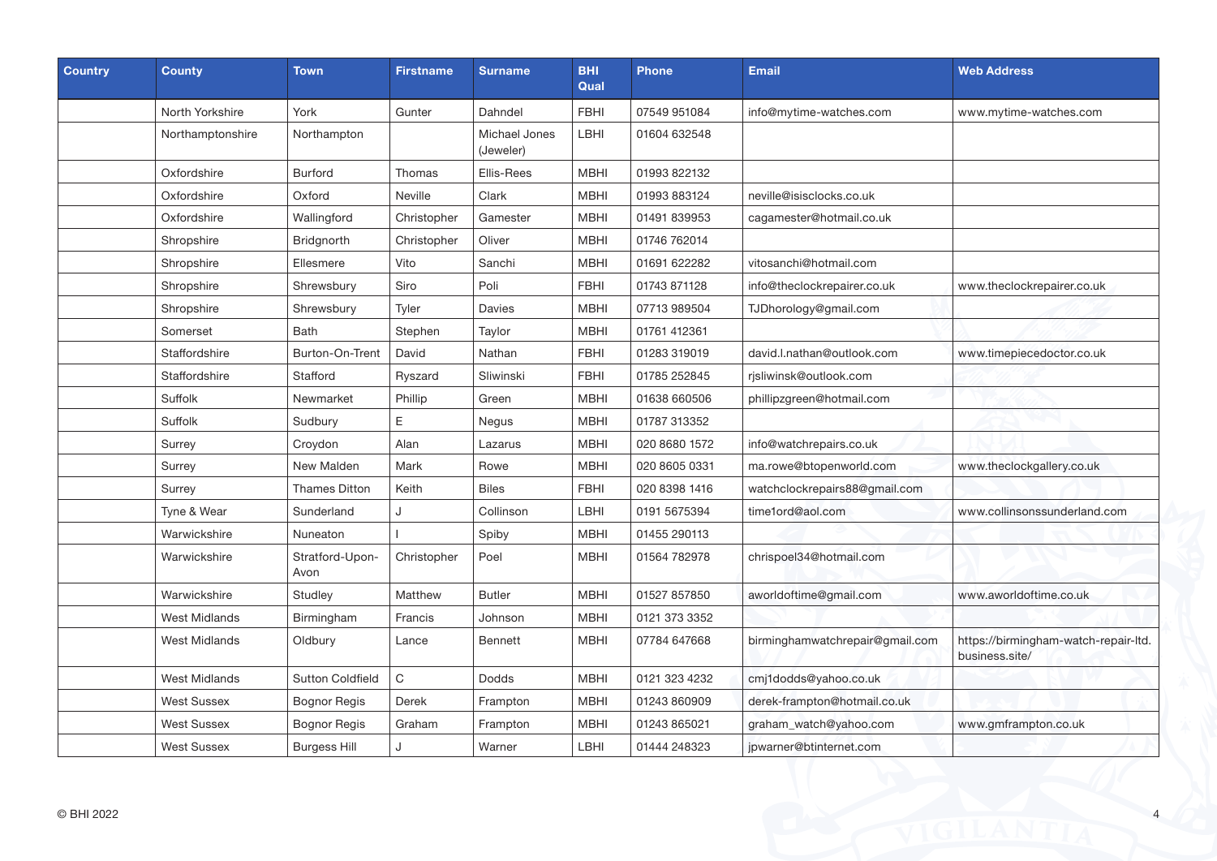| Country | County | Town | Firstname | Surname | BHI Qual | Phone | Email | Web Address |
|---|---|---|---|---|---|---|---|---|
| | North Yorkshire | York | Gunter | Dahndel | FBHI | 07549 951084 | info@mytime-watches.com | www.mytime-watches.com |
| | Northamptonshire | Northampton | | Michael Jones (Jeweler) | LBHI | 01604 632548 | | |
| | Oxfordshire | Burford | Thomas | Ellis-Rees | MBHI | 01993 822132 | | |
| | Oxfordshire | Oxford | Neville | Clark | MBHI | 01993 883124 | neville@isisclocks.co.uk | |
| | Oxfordshire | Wallingford | Christopher | Gamester | MBHI | 01491 839953 | cagamester@hotmail.co.uk | |
| | Shropshire | Bridgnorth | Christopher | Oliver | MBHI | 01746 762014 | | |
| | Shropshire | Ellesmere | Vito | Sanchi | MBHI | 01691 622282 | vitosanchi@hotmail.com | |
| | Shropshire | Shrewsbury | Siro | Poli | FBHI | 01743 871128 | info@theclockrepairer.co.uk | www.theclockrepairer.co.uk |
| | Shropshire | Shrewsbury | Tyler | Davies | MBHI | 07713 989504 | TJDhorology@gmail.com | |
| | Somerset | Bath | Stephen | Taylor | MBHI | 01761 412361 | | |
| | Staffordshire | Burton-On-Trent | David | Nathan | FBHI | 01283 319019 | david.l.nathan@outlook.com | www.timepiecedoctor.co.uk |
| | Staffordshire | Stafford | Ryszard | Sliwinski | FBHI | 01785 252845 | rjsliwinsk@outlook.com | |
| | Suffolk | Newmarket | Phillip | Green | MBHI | 01638 660506 | phillipzgreen@hotmail.com | |
| | Suffolk | Sudbury | E | Negus | MBHI | 01787 313352 | | |
| | Surrey | Croydon | Alan | Lazarus | MBHI | 020 8680 1572 | info@watchrepairs.co.uk | |
| | Surrey | New Malden | Mark | Rowe | MBHI | 020 8605 0331 | ma.rowe@btopenworld.com | www.theclockgallery.co.uk |
| | Surrey | Thames Ditton | Keith | Biles | FBHI | 020 8398 1416 | watchclockrepairs88@gmail.com | |
| | Tyne & Wear | Sunderland | J | Collinson | LBHI | 0191 5675394 | time1ord@aol.com | www.collinsonssunderland.com |
| | Warwickshire | Nuneaton | I | Spiby | MBHI | 01455 290113 | | |
| | Warwickshire | Stratford-Upon-Avon | Christopher | Poel | MBHI | 01564 782978 | chrispoel34@hotmail.com | |
| | Warwickshire | Studley | Matthew | Butler | MBHI | 01527 857850 | aworldoftime@gmail.com | www.aworldoftime.co.uk |
| | West Midlands | Birmingham | Francis | Johnson | MBHI | 0121 373 3352 | | |
| | West Midlands | Oldbury | Lance | Bennett | MBHI | 07784 647668 | birminghamwatchrepair@gmail.com | https://birmingham-watch-repair-ltd.business.site/ |
| | West Midlands | Sutton Coldfield | C | Dodds | MBHI | 0121 323 4232 | cmj1dodds@yahoo.co.uk | |
| | West Sussex | Bognor Regis | Derek | Frampton | MBHI | 01243 860909 | derek-frampton@hotmail.co.uk | |
| | West Sussex | Bognor Regis | Graham | Frampton | MBHI | 01243 865021 | graham_watch@yahoo.com | www.gmframpton.co.uk |
| | West Sussex | Burgess Hill | J | Warner | LBHI | 01444 248323 | jpwarner@btinternet.com | |

© BHI 2022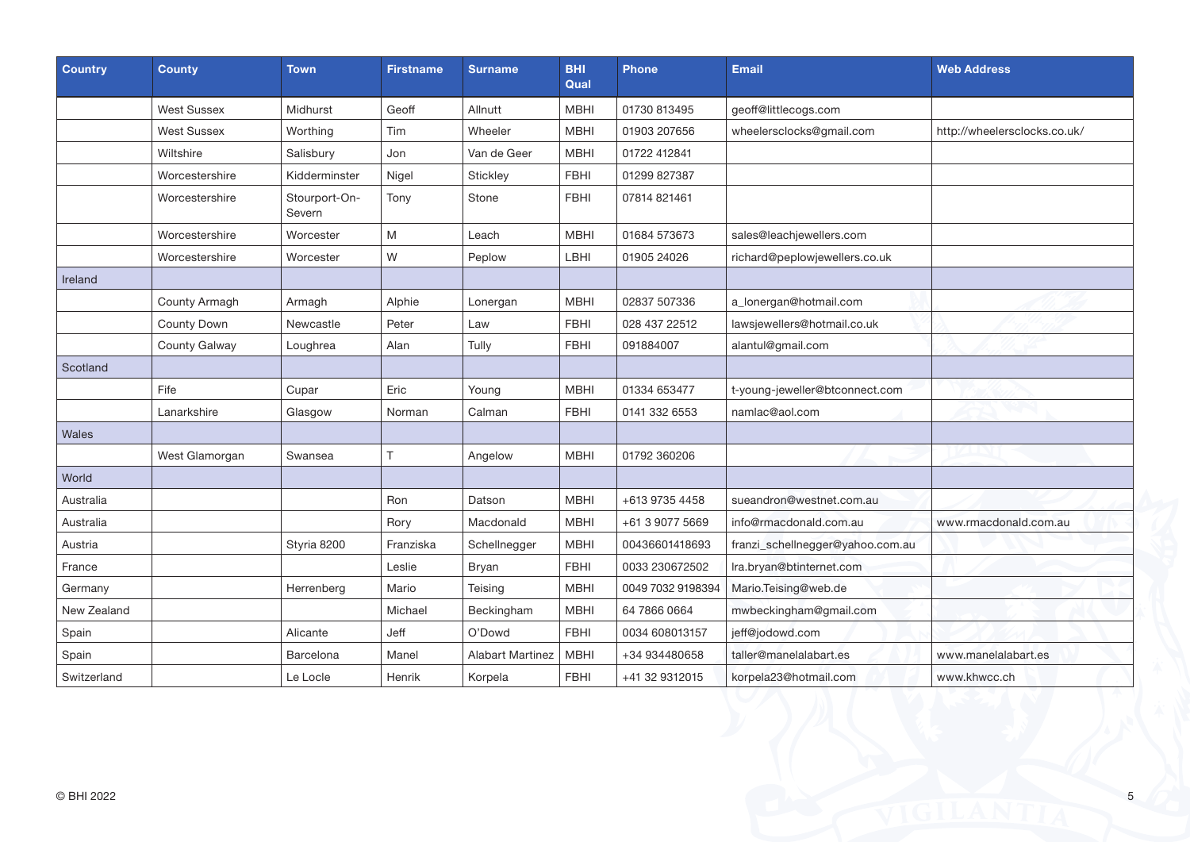| Country | County | Town | Firstname | Surname | BHI Qual | Phone | Email | Web Address |
|---|---|---|---|---|---|---|---|---|
| | West Sussex | Midhurst | Geoff | Allnutt | MBHI | 01730 813495 | geoff@littlecogs.com | |
| | West Sussex | Worthing | Tim | Wheeler | MBHI | 01903 207656 | wheelersclocks@gmail.com | http://wheelersclocks.co.uk/ |
| | Wiltshire | Salisbury | Jon | Van de Geer | MBHI | 01722 412841 | | |
| | Worcestershire | Kidderminster | Nigel | Stickley | FBHI | 01299 827387 | | |
| | Worcestershire | Stourport-On-Severn | Tony | Stone | FBHI | 07814 821461 | | |
| | Worcestershire | Worcester | M | Leach | MBHI | 01684 573673 | sales@leachjewellers.com | |
| | Worcestershire | Worcester | W | Peplow | LBHI | 01905 24026 | richard@peplowjewellers.co.uk | |
| Ireland | | | | | | | | |
| | County Armagh | Armagh | Alphie | Lonergan | MBHI | 02837 507336 | a_lonergan@hotmail.com | |
| | County Down | Newcastle | Peter | Law | FBHI | 028 437 22512 | lawsjewellers@hotmail.co.uk | |
| | County Galway | Loughrea | Alan | Tully | FBHI | 091884007 | alantul@gmail.com | |
| Scotland | | | | | | | | |
| | Fife | Cupar | Eric | Young | MBHI | 01334 653477 | t-young-jeweller@btconnect.com | |
| | Lanarkshire | Glasgow | Norman | Calman | FBHI | 0141 332 6553 | namlac@aol.com | |
| Wales | | | | | | | | |
| | West Glamorgan | Swansea | T | Angelow | MBHI | 01792 360206 | | |
| World | | | | | | | | |
| Australia | | | Ron | Datson | MBHI | +613 9735 4458 | sueandron@westnet.com.au | |
| Australia | | | Rory | Macdonald | MBHI | +61 3 9077 5669 | info@rmacdonald.com.au | www.rmacdonald.com.au |
| Austria | | Styria 8200 | Franziska | Schellnegger | MBHI | 00436601418693 | franzi_schellnegger@yahoo.com.au | |
| France | | | Leslie | Bryan | FBHI | 0033 230672502 | lra.bryan@btinternet.com | |
| Germany | | Herrenberg | Mario | Teising | MBHI | 0049 7032 9198394 | Mario.Teising@web.de | |
| New Zealand | | | Michael | Beckingham | MBHI | 64 7866 0664 | mwbeckingham@gmail.com | |
| Spain | | Alicante | Jeff | O'Dowd | FBHI | 0034 608013157 | jeff@jodowd.com | |
| Spain | | Barcelona | Manel | Alabart Martinez | MBHI | +34 934480658 | taller@manelalabart.es | www.manelalabart.es |
| Switzerland | | Le Locle | Henrik | Korpela | FBHI | +41 32 9312015 | korpela23@hotmail.com | www.khwcc.ch |

© BHI 2022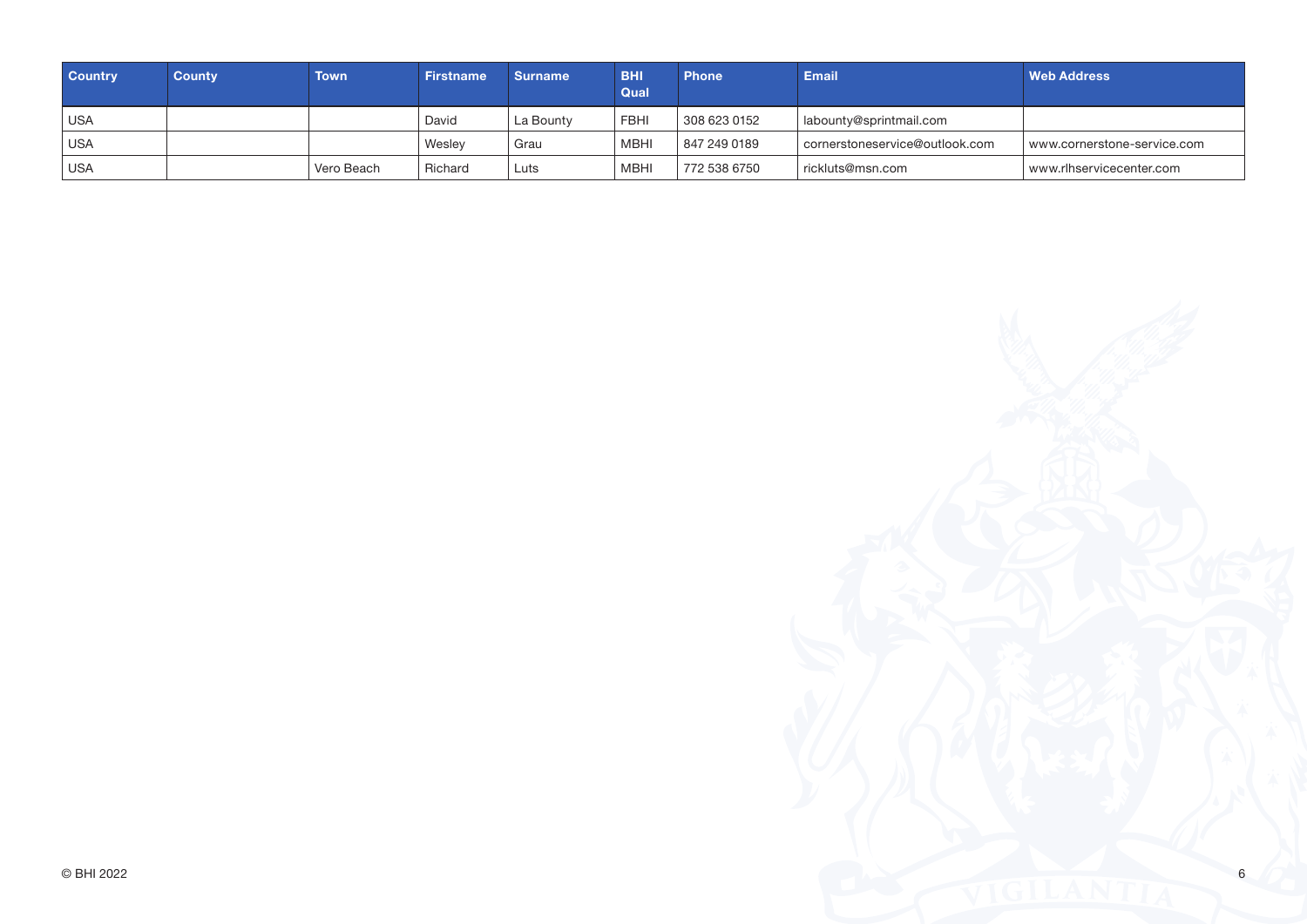| Country | County | Town | Firstname | Surname | BHI Qual | Phone | Email | Web Address |
|---|---|---|---|---|---|---|---|---|
| USA | | | David | La Bounty | FBHI | 308 623 0152 | labounty@sprintmail.com | |
| USA | | | Wesley | Grau | MBHI | 847 249 0189 | cornerstoneservice@outlook.com | www.cornerstone-service.com |
| USA | | Vero Beach | Richard | Luts | MBHI | 772 538 6750 | rickluts@msn.com | www.rlhservicecenter.com |

© BHI 2022